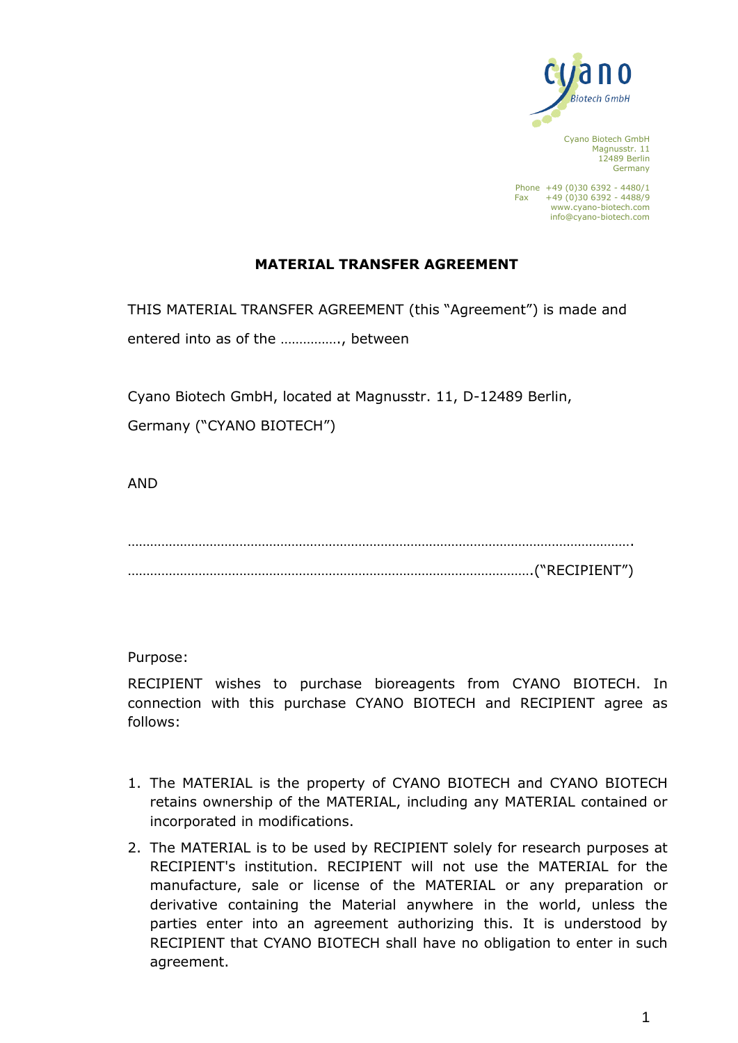Cyano Biotech GmbH
Magnusstr. 11
12489 Berlin
Germany

Phone +49 (0)30 6392 - 4480/1
Fax +49 (0)30 6392 - 4488/9
www.cyano-biotech.com
info@cyano-biotech.com

# MATERIAL TRANSFER AGREEMENT

THIS MATERIAL TRANSFER AGREEMENT (this "Agreement") is made and entered into as of the ……………., between

Cyano Biotech GmbH, located at Magnusstr. 11, D-12489 Berlin, Germany ("CYANO BIOTECH")

AND

…………………………………………………………………………………………………………………….

……………………………………………………………………………………………….("RECIPIENT")

Purpose:

RECIPIENT wishes to purchase bioreagents from CYANO BIOTECH. In connection with this purchase CYANO BIOTECH and RECIPIENT agree as follows:

1. The MATERIAL is the property of CYANO BIOTECH and CYANO BIOTECH retains ownership of the MATERIAL, including any MATERIAL contained or incorporated in modifications.
2. The MATERIAL is to be used by RECIPIENT solely for research purposes at RECIPIENT's institution. RECIPIENT will not use the MATERIAL for the manufacture, sale or license of the MATERIAL or any preparation or derivative containing the Material anywhere in the world, unless the parties enter into an agreement authorizing this. It is understood by RECIPIENT that CYANO BIOTECH shall have no obligation to enter in such agreement.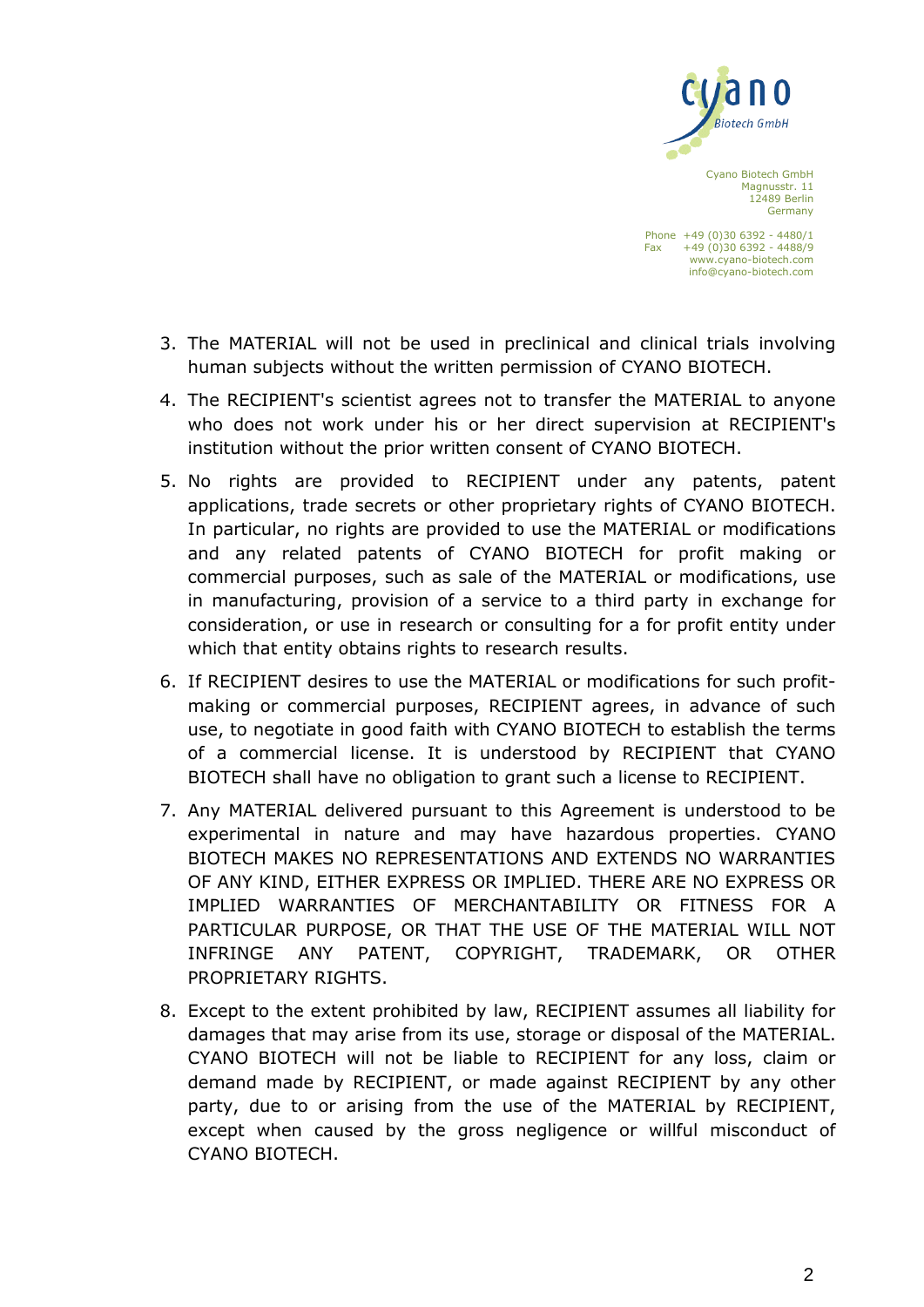3. The MATERIAL will not be used in preclinical and clinical trials involving human subjects without the written permission of CYANO BIOTECH.

4. The RECIPIENT's scientist agrees not to transfer the MATERIAL to anyone who does not work under his or her direct supervision at RECIPIENT's institution without the prior written consent of CYANO BIOTECH.

5. No rights are provided to RECIPIENT under any patents, patent applications, trade secrets or other proprietary rights of CYANO BIOTECH. In particular, no rights are provided to use the MATERIAL or modifications and any related patents of CYANO BIOTECH for profit making or commercial purposes, such as sale of the MATERIAL or modifications, use in manufacturing, provision of a service to a third party in exchange for consideration, or use in research or consulting for a for profit entity under which that entity obtains rights to research results.

6. If RECIPIENT desires to use the MATERIAL or modifications for such profit-making or commercial purposes, RECIPIENT agrees, in advance of such use, to negotiate in good faith with CYANO BIOTECH to establish the terms of a commercial license. It is understood by RECIPIENT that CYANO BIOTECH shall have no obligation to grant such a license to RECIPIENT.

7. Any MATERIAL delivered pursuant to this Agreement is understood to be experimental in nature and may have hazardous properties. CYANO BIOTECH MAKES NO REPRESENTATIONS AND EXTENDS NO WARRANTIES OF ANY KIND, EITHER EXPRESS OR IMPLIED. THERE ARE NO EXPRESS OR IMPLIED WARRANTIES OF MERCHANTABILITY OR FITNESS FOR A PARTICULAR PURPOSE, OR THAT THE USE OF THE MATERIAL WILL NOT INFRINGE ANY PATENT, COPYRIGHT, TRADEMARK, OR OTHER PROPRIETARY RIGHTS.

8. Except to the extent prohibited by law, RECIPIENT assumes all liability for damages that may arise from its use, storage or disposal of the MATERIAL. CYANO BIOTECH will not be liable to RECIPIENT for any loss, claim or demand made by RECIPIENT, or made against RECIPIENT by any other party, due to or arising from the use of the MATERIAL by RECIPIENT, except when caused by the gross negligence or willful misconduct of CYANO BIOTECH.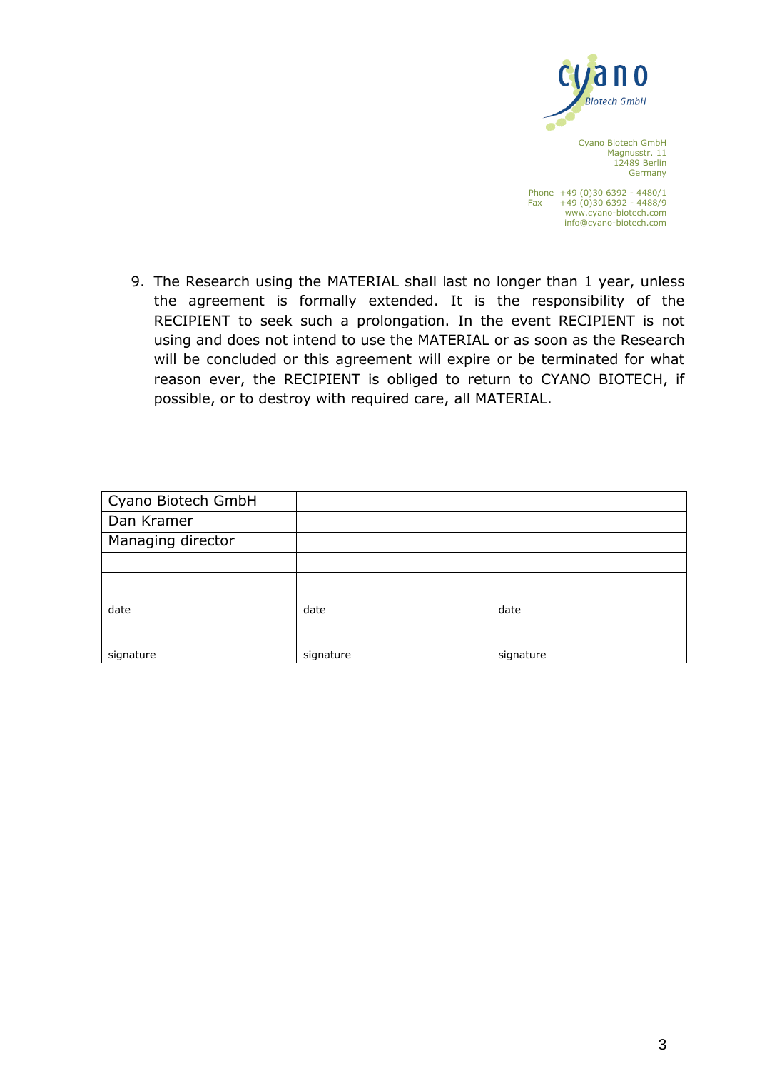Cyano Biotech GmbH
Magnusstr. 11
12489 Berlin
Germany

Phone +49 (0)30 6392 - 4480/1
Fax +49 (0)30 6392 - 4488/9
www.cyano-biotech.com
info@cyano-biotech.com

9. The Research using the MATERIAL shall last no longer than 1 year, unless the agreement is formally extended. It is the responsibility of the RECIPIENT to seek such a prolongation. In the event RECIPIENT is not using and does not intend to use the MATERIAL or as soon as the Research will be concluded or this agreement will expire or be terminated for what reason ever, the RECIPIENT is obliged to return to CYANO BIOTECH, if possible, or to destroy with required care, all MATERIAL.

| | | |
|---|---|---|
| Cyano Biotech GmbH | | |
| Dan Kramer | | |
| Managing director | | |
| | | |
| date | date | date |
| signature | signature | signature |